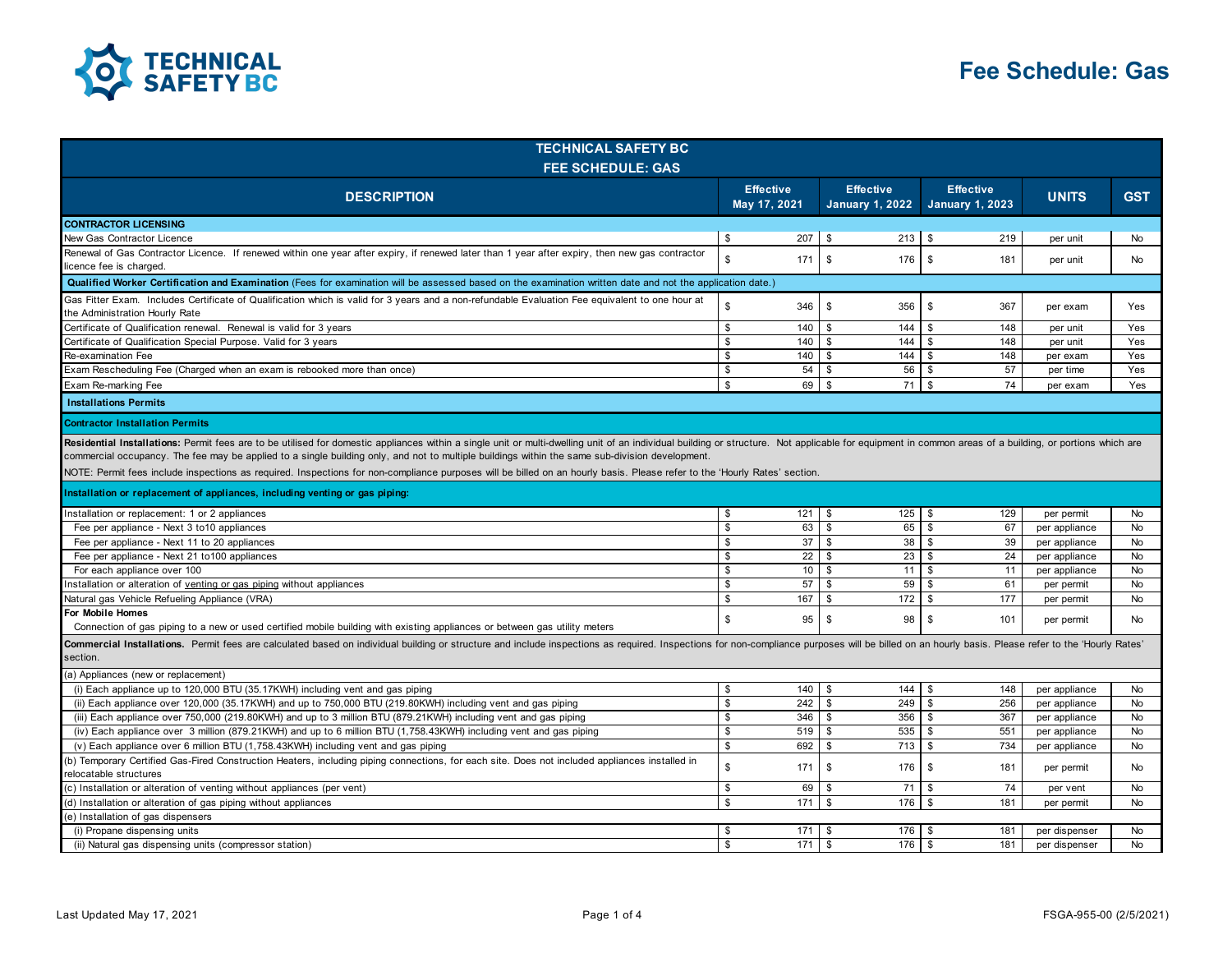# Fee Schedule: Gas

| TECHNICAL SAFETY BC FEE SCHEDULE: GAS | | | | | |
|---|---|---|---|---|---|
| **DESCRIPTION** | **Effective May 17, 2021** | **Effective January 1, 2022** | **Effective January 1, 2023** | **UNITS** | **GST** |
| **CONTRACTOR LICENSING** | | | | | |
| New Gas Contractor Licence | $ 207 | $ 213 | $ 219 | per unit | No |
| Renewal of Gas Contractor Licence. If renewed within one year after expiry, if renewed later than 1 year after expiry, then new gas contractor licence fee is charged. | $ 171 | $ 176 | $ 181 | per unit | No |
| **Qualified Worker Certification and Examination** (Fees for examination will be assessed based on the examination written date and not the application date.) | | | | | |
| Gas Fitter Exam. Includes Certificate of Qualification which is valid for 3 years and a non-refundable Evaluation Fee equivalent to one hour at the Administration Hourly Rate | $ 346 | $ 356 | $ 367 | per exam | Yes |
| Certificate of Qualification renewal. Renewal is valid for 3 years | $ 140 | $ 144 | $ 148 | per unit | Yes |
| Certificate of Qualification Special Purpose. Valid for 3 years | $ 140 | $ 144 | $ 148 | per unit | Yes |
| Re-examination Fee | $ 140 | $ 144 | $ 148 | per exam | Yes |
| Exam Rescheduling Fee (Charged when an exam is rebooked more than once) | $ 54 | $ 56 | $ 57 | per time | Yes |
| Exam Re-marking Fee | $ 69 | $ 71 | $ 74 | per exam | Yes |
| **Installations Permits** | | | | | |
| **Contractor Installation Permits** | | | | | |
| **Residential Installations:** Permit fees are to be utilised for domestic appliances within a single unit or multi-dwelling unit of an individual building or structure. Not applicable for equipment in common areas of a building, or portions which are commercial occupancy. The fee may be applied to a single building only, and not to multiple buildings within the same sub-division development. NOTE: Permit fees include inspections as required. Inspections for non-compliance purposes will be billed on an hourly basis. Please refer to the 'Hourly Rates' section. | | | | | |
| **Installation or replacement of appliances, including venting or gas piping:** | | | | | |
| Installation or replacement: 1 or 2 appliances | $ 121 | $ 125 | $ 129 | per permit | No |
| Fee per appliance - Next 3 to10 appliances | $ 63 | $ 65 | $ 67 | per appliance | No |
| Fee per appliance - Next 11 to 20 appliances | $ 37 | $ 38 | $ 39 | per appliance | No |
| Fee per appliance - Next 21 to100 appliances | $ 22 | $ 23 | $ 24 | per appliance | No |
| For each appliance over 100 | $ 10 | $ 11 | $ 11 | per appliance | No |
| Installation or alteration of venting or gas piping without appliances | $ 57 | $ 59 | $ 61 | per permit | No |
| Natural gas Vehicle Refueling Appliance (VRA) | $ 167 | $ 172 | $ 177 | per permit | No |
| **For Mobile Homes** Connection of gas piping to a new or used certified mobile building with existing appliances or between gas utility meters | $ 95 | $ 98 | $ 101 | per permit | No |
| **Commercial Installations.** Permit fees are calculated based on individual building or structure and include inspections as required. Inspections for non-compliance purposes will be billed on an hourly basis. Please refer to the 'Hourly Rates' section. | | | | | |
| (a) Appliances (new or replacement) | | | | | |
| (i) Each appliance up to 120,000 BTU (35.17KWH) including vent and gas piping | $ 140 | $ 144 | $ 148 | per appliance | No |
| (ii) Each appliance over 120,000 (35.17KWH) and up to 750,000 BTU (219.80KWH) including vent and gas piping | $ 242 | $ 249 | $ 256 | per appliance | No |
| (iii) Each appliance over 750,000 (219.80KWH) and up to 3 million BTU (879.21KWH) including vent and gas piping | $ 346 | $ 356 | $ 367 | per appliance | No |
| (iv) Each appliance over 3 million (879.21KWH) and up to 6 million BTU (1,758.43KWH) including vent and gas piping | $ 519 | $ 535 | $ 551 | per appliance | No |
| (v) Each appliance over 6 million BTU (1,758.43KWH) including vent and gas piping | $ 692 | $ 713 | $ 734 | per appliance | No |
| (b) Temporary Certified Gas-Fired Construction Heaters, including piping connections, for each site. Does not included appliances installed in relocatable structures | $ 171 | $ 176 | $ 181 | per permit | No |
| (c) Installation or alteration of venting without appliances (per vent) | $ 69 | $ 71 | $ 74 | per vent | No |
| (d) Installation or alteration of gas piping without appliances | $ 171 | $ 176 | $ 181 | per permit | No |
| (e) Installation of gas dispensers | | | | | |
| (i) Propane dispensing units | $ 171 | $ 176 | $ 181 | per dispenser | No |
| (ii) Natural gas dispensing units (compressor station) | $ 171 | $ 176 | $ 181 | per dispenser | No |

Last Updated May 17, 2021

FSGA-955-00 (2/5/2021)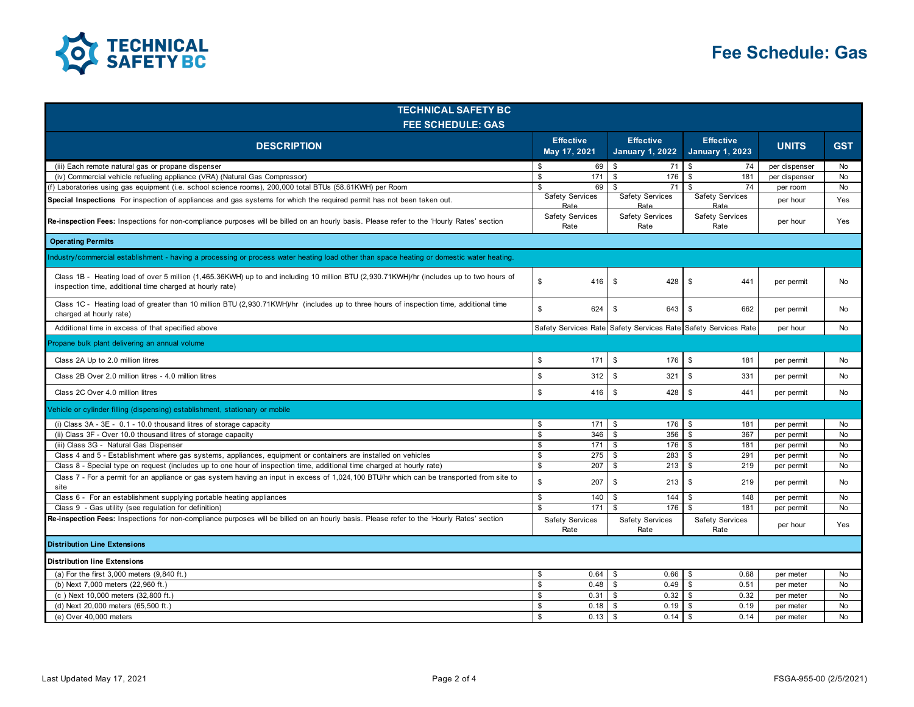# Fee Schedule: Gas

| TECHNICAL SAFETY BC FEE SCHEDULE: GAS | | | | | |
|---|---|---|---|---|---|
| **DESCRIPTION** | **Effective May 17, 2021** | **Effective January 1, 2022** | **Effective January 1, 2023** | **UNITS** | **GST** |
| (iii) Each remote natural gas or propane dispenser | $ 69 | $ 71 | $ 74 | per dispenser | No |
| (iv) Commercial vehicle refueling appliance (VRA) (Natural Gas Compressor) | $ 171 | $ 176 | $ 181 | per dispenser | No |
| (f) Laboratories using gas equipment (i.e. school science rooms), 200,000 total BTUs (58.61KWH) per Room | $ 69 | $ 71 | $ 74 | per room | No |
| **Special Inspections** For inspection of appliances and gas systems for which the required permit has not been taken out. | Safety Services Rate | Safety Services Rate | Safety Services Rate | per hour | Yes |
| **Re-inspection Fees:** Inspections for non-compliance purposes will be billed on an hourly basis. Please refer to the 'Hourly Rates' section | Safety Services Rate | Safety Services Rate | Safety Services Rate | per hour | Yes |
| **Operating Permits** | | | | | |
| Industry/commercial establishment - having a processing or process water heating load other than space heating or domestic water heating. | | | | | |
| Class 1B - Heating load of over 5 million (1,465.36KWH) up to and including 10 million BTU (2,930.71KWH)/hr (includes up to two hours of inspection time, additional time charged at hourly rate) | $ 416 | $ 428 | $ 441 | per permit | No |
| Class 1C - Heating load of greater than 10 million BTU (2,930.71KWH)/hr (includes up to three hours of inspection time, additional time charged at hourly rate) | $ 624 | $ 643 | $ 662 | per permit | No |
| Additional time in excess of that specified above | Safety Services Rate | Safety Services Rate | Safety Services Rate | per hour | No |
| Propane bulk plant delivering an annual volume | | | | | |
| Class 2A Up to 2.0 million litres | $ 171 | $ 176 | $ 181 | per permit | No |
| Class 2B Over 2.0 million litres - 4.0 million litres | $ 312 | $ 321 | $ 331 | per permit | No |
| Class 2C Over 4.0 million litres | $ 416 | $ 428 | $ 441 | per permit | No |
| Vehicle or cylinder filling (dispensing) establishment, stationary or mobile | | | | | |
| (i) Class 3A - 3E - 0.1 - 10.0 thousand litres of storage capacity | $ 171 | $ 176 | $ 181 | per permit | No |
| (ii) Class 3F - Over 10.0 thousand litres of storage capacity | $ 346 | $ 356 | $ 367 | per permit | No |
| (iii) Class 3G - Natural Gas Dispenser | $ 171 | $ 176 | $ 181 | per permit | No |
| Class 4 and 5 - Establishment where gas systems, appliances, equipment or containers are installed on vehicles | $ 275 | $ 283 | $ 291 | per permit | No |
| Class 8 - Special type on request (includes up to one hour of inspection time, additional time charged at hourly rate) | $ 207 | $ 213 | $ 219 | per permit | No |
| Class 7 - For a permit for an appliance or gas system having an input in excess of 1,024,100 BTU/hr which can be transported from site to site | $ 207 | $ 213 | $ 219 | per permit | No |
| Class 6 - For an establishment supplying portable heating appliances | $ 140 | $ 144 | $ 148 | per permit | No |
| Class 9 - Gas utility (see regulation for definition) | $ 171 | $ 176 | $ 181 | per permit | No |
| **Re-inspection Fees:** Inspections for non-compliance purposes will be billed on an hourly basis. Please refer to the 'Hourly Rates' section | Safety Services Rate | Safety Services Rate | Safety Services Rate | per hour | Yes |
| **Distribution Line Extensions** | | | | | |
| **Distribution line Extensions** | | | | | |
| (a) For the first 3,000 meters (9,840 ft.) | $ 0.64 | $ 0.66 | $ 0.68 | per meter | No |
| (b) Next 7,000 meters (22,960 ft.) | $ 0.48 | $ 0.49 | $ 0.51 | per meter | No |
| (c ) Next 10,000 meters (32,800 ft.) | $ 0.31 | $ 0.32 | $ 0.32 | per meter | No |
| (d) Next 20,000 meters (65,500 ft.) | $ 0.18 | $ 0.19 | $ 0.19 | per meter | No |
| (e) Over 40,000 meters | $ 0.13 | $ 0.14 | $ 0.14 | per meter | No |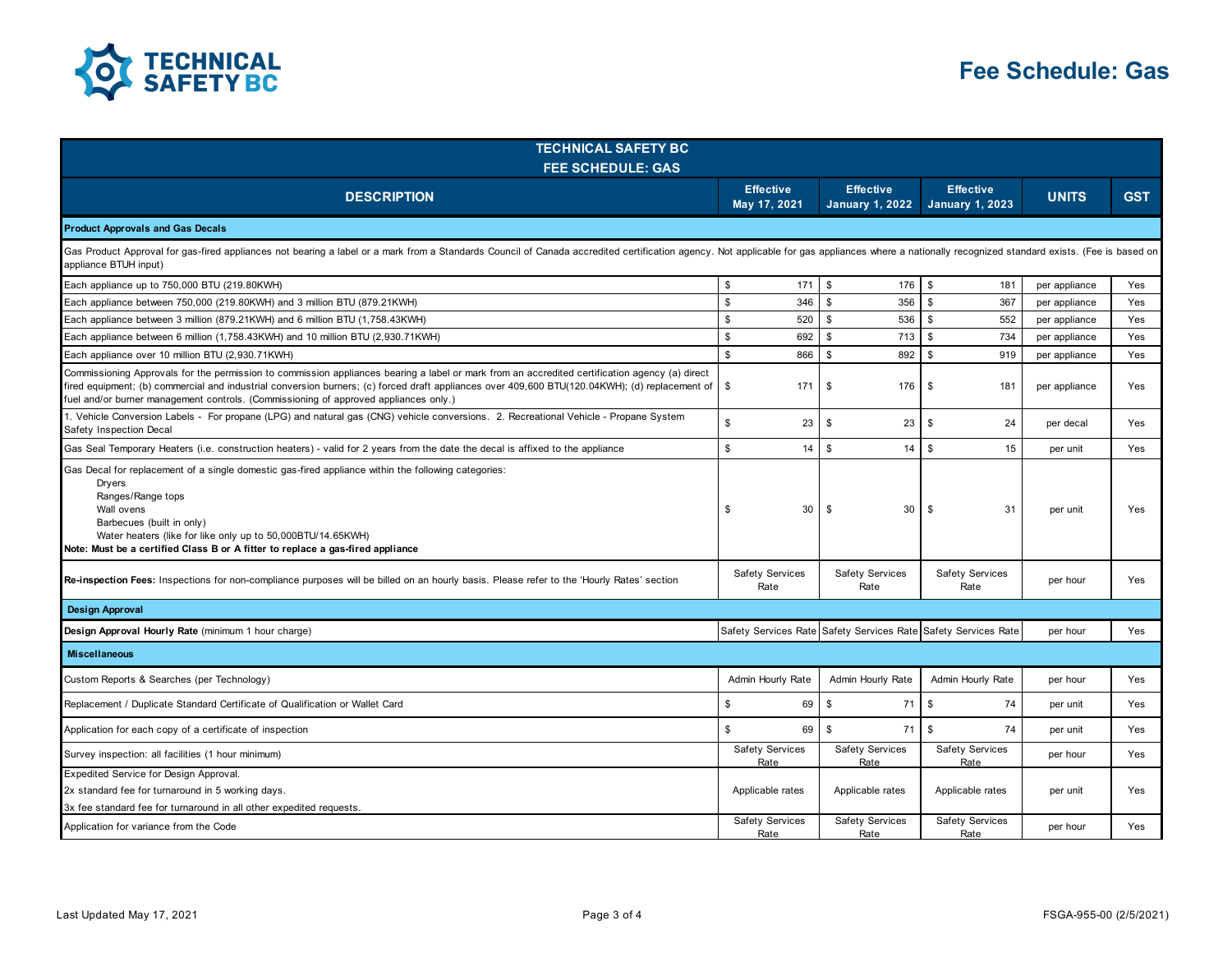# Fee Schedule: Gas

| TECHNICAL SAFETY BC FEE SCHEDULE: GAS | | | | | |
|---|---|---|---|---|---|
| **DESCRIPTION** | **Effective May 17, 2021** | **Effective January 1, 2022** | **Effective January 1, 2023** | **UNITS** | **GST** |
| **Product Approvals and Gas Decals** | | | | | |
| Gas Product Approval for gas-fired appliances not bearing a label or a mark from a Standards Council of Canada accredited certification agency. Not applicable for gas appliances where a nationally recognized standard exists. (Fee is based on appliance BTUH input) | | | | | |
| Each appliance up to 750,000 BTU (219.80KWH) | $ 171 | $ 176 | $ 181 | per appliance | Yes |
| Each appliance between 750,000 (219.80KWH) and 3 million BTU (879.21KWH) | $ 346 | $ 356 | $ 367 | per appliance | Yes |
| Each appliance between 3 million (879.21KWH) and 6 million BTU (1,758.43KWH) | $ 520 | $ 536 | $ 552 | per appliance | Yes |
| Each appliance between 6 million (1,758.43KWH) and 10 million BTU (2,930.71KWH) | $ 692 | $ 713 | $ 734 | per appliance | Yes |
| Each appliance over 10 million BTU (2,930.71KWH) | $ 866 | $ 892 | $ 919 | per appliance | Yes |
| Commissioning Approvals for the permission to commission appliances bearing a label or mark from an accredited certification agency (a) direct fired equipment; (b) commercial and industrial conversion burners; (c) forced draft appliances over 409,600 BTU(120.04KWH); (d) replacement of fuel and/or burner management controls. (Commissioning of approved appliances only.) | $ 171 | $ 176 | $ 181 | per appliance | Yes |
| 1. Vehicle Conversion Labels - For propane (LPG) and natural gas (CNG) vehicle conversions. 2. Recreational Vehicle - Propane System Safety Inspection Decal | $ 23 | $ 23 | $ 24 | per decal | Yes |
| Gas Seal Temporary Heaters (i.e. construction heaters) - valid for 2 years from the date the decal is affixed to the appliance | $ 14 | $ 14 | $ 15 | per unit | Yes |
| Gas Decal for replacement of a single domestic gas-fired appliance within the following categories:<br>Dryers<br>Ranges/Range tops<br>Wall ovens<br>Barbecues (built in only)<br>Water heaters (like for like only up to 50,000BTU/14.65KWH)<br>**Note: Must be a certified Class B or A fitter to replace a gas-fired appliance** | $ 30 | $ 30 | $ 31 | per unit | Yes |
| **Re-inspection Fees:** Inspections for non-compliance purposes will be billed on an hourly basis. Please refer to the 'Hourly Rates' section | Safety Services Rate | Safety Services Rate | Safety Services Rate | per hour | Yes |
| **Design Approval** | | | | | |
| **Design Approval Hourly Rate** (minimum 1 hour charge) | Safety Services Rate | Safety Services Rate | Safety Services Rate | per hour | Yes |
| **Miscellaneous** | | | | | |
| Custom Reports & Searches (per Technology) | Admin Hourly Rate | Admin Hourly Rate | Admin Hourly Rate | per hour | Yes |
| Replacement / Duplicate Standard Certificate of Qualification or Wallet Card | $ 69 | $ 71 | $ 74 | per unit | Yes |
| Application for each copy of a certificate of inspection | $ 69 | $ 71 | $ 74 | per unit | Yes |
| Survey inspection: all facilities (1 hour minimum) | Safety Services Rate | Safety Services Rate | Safety Services Rate | per hour | Yes |
| Expedited Service for Design Approval.<br>2x standard fee for turnaround in 5 working days.<br>3x fee standard fee for turnaround in all other expedited requests. | Applicable rates | Applicable rates | Applicable rates | per unit | Yes |
| Application for variance from the Code | Safety Services Rate | Safety Services Rate | Safety Services Rate | per hour | Yes |

Last Updated May 17, 2021

FSGA-955-00 (2/5/2021)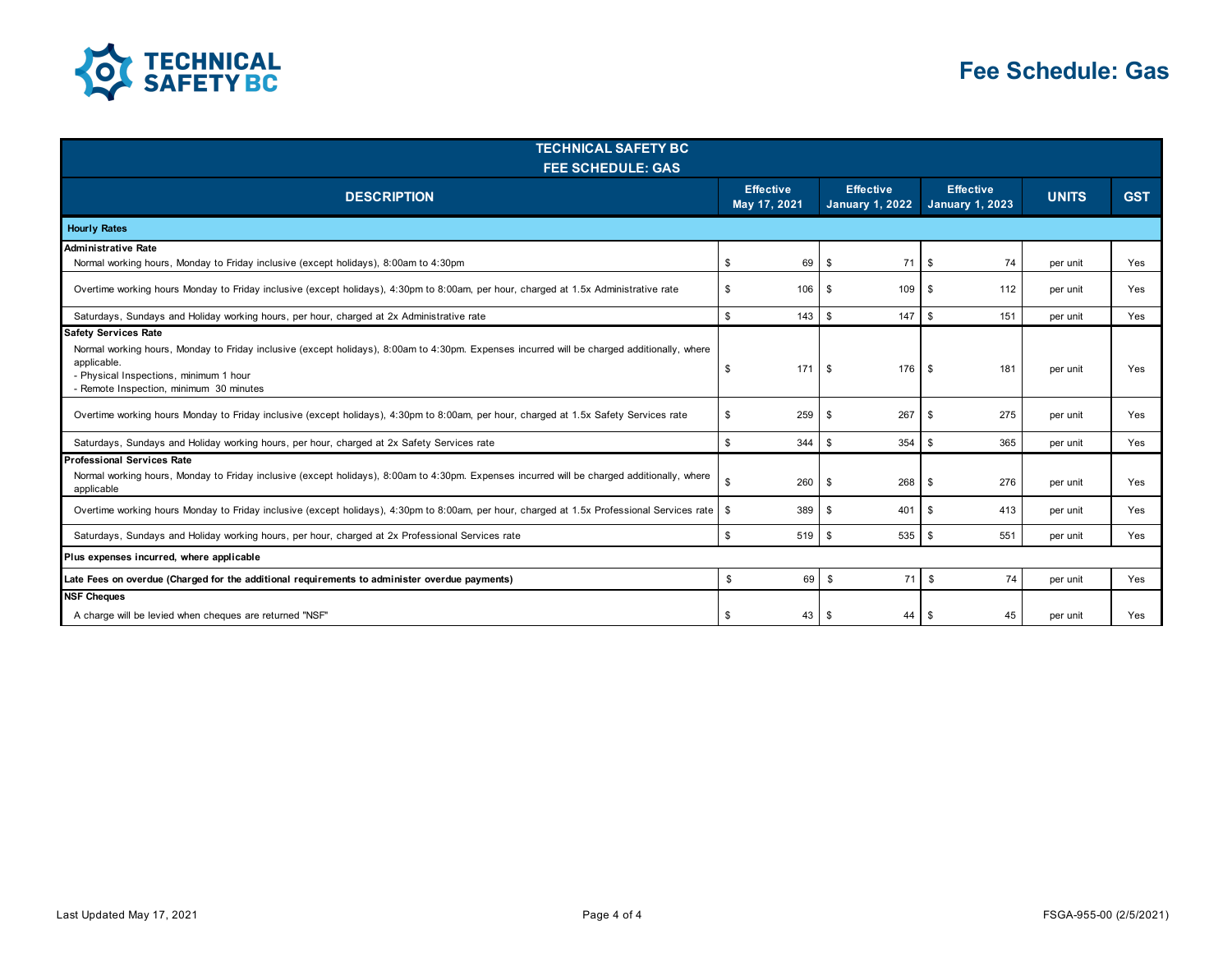# Fee Schedule: Gas

| TECHNICAL SAFETY BC FEE SCHEDULE: GAS | | | | | |
|---|---|---|---|---|---|
| **DESCRIPTION** | **Effective May 17, 2021** | **Effective January 1, 2022** | **Effective January 1, 2023** | **UNITS** | **GST** |
| **Hourly Rates** | | | | | |
| **Administrative Rate** | | | | | |
| Normal working hours, Monday to Friday inclusive (except holidays), 8:00am to 4:30pm | $ 69 | $ 71 | $ 74 | per unit | Yes |
| Overtime working hours Monday to Friday inclusive (except holidays), 4:30pm to 8:00am, per hour, charged at 1.5x Administrative rate | $ 106 | $ 109 | $ 112 | per unit | Yes |
| Saturdays, Sundays and Holiday working hours, per hour, charged at 2x Administrative rate | $ 143 | $ 147 | $ 151 | per unit | Yes |
| **Safety Services Rate** | | | | | |
| Normal working hours, Monday to Friday inclusive (except holidays), 8:00am to 4:30pm. Expenses incurred will be charged additionally, where applicable.<br>- Physical Inspections, minimum 1 hour<br>- Remote Inspection, minimum 30 minutes | $ 171 | $ 176 | $ 181 | per unit | Yes |
| Overtime working hours Monday to Friday inclusive (except holidays), 4:30pm to 8:00am, per hour, charged at 1.5x Safety Services rate | $ 259 | $ 267 | $ 275 | per unit | Yes |
| Saturdays, Sundays and Holiday working hours, per hour, charged at 2x Safety Services rate | $ 344 | $ 354 | $ 365 | per unit | Yes |
| **Professional Services Rate** | | | | | |
| Normal working hours, Monday to Friday inclusive (except holidays), 8:00am to 4:30pm. Expenses incurred will be charged additionally, where applicable | $ 260 | $ 268 | $ 276 | per unit | Yes |
| Overtime working hours Monday to Friday inclusive (except holidays), 4:30pm to 8:00am, per hour, charged at 1.5x Professional Services rate | $ 389 | $ 401 | $ 413 | per unit | Yes |
| Saturdays, Sundays and Holiday working hours, per hour, charged at 2x Professional Services rate | $ 519 | $ 535 | $ 551 | per unit | Yes |
| **Plus expenses incurred, where applicable** | | | | | |
| **Late Fees on overdue (Charged for the additional requirements to administer overdue payments)** | $ 69 | $ 71 | $ 74 | per unit | Yes |
| **NSF Cheques** | | | | | |
| A charge will be levied when cheques are returned "NSF" | $ 43 | $ 44 | $ 45 | per unit | Yes |

Last Updated May 17, 2021

FSGA-955-00 (2/5/2021)